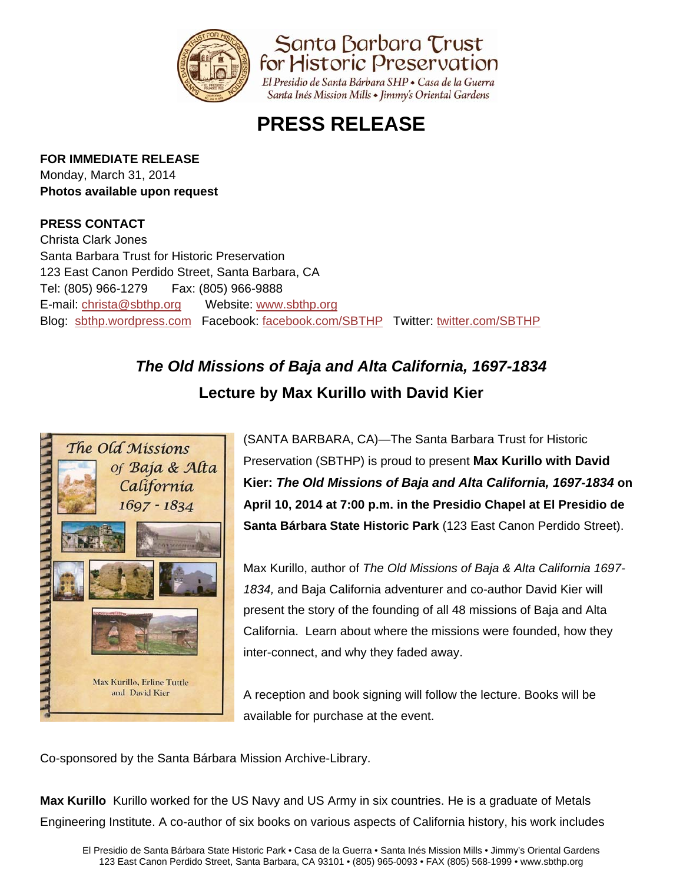Santa Barbara Trust for Historic Preservation

*El Presidio de Santa Bárbara SHP • Casa de la Guerra*
*Santa Inés Mission Mills • Jimmy's Oriental Gardens*

# PRESS RELEASE

**FOR IMMEDIATE RELEASE**
Monday, March 31, 2014
**Photos available upon request**

**PRESS CONTACT**
Christa Clark Jones
Santa Barbara Trust for Historic Preservation
123 East Canon Perdido Street, Santa Barbara, CA
Tel: (805) 966-1279    Fax: (805) 966-9888
E-mail: christa@sbthp.org    Website: www.sbthp.org
Blog: sbthp.wordpress.com   Facebook: facebook.com/SBTHP   Twitter: twitter.com/SBTHP

## *The Old Missions of Baja and Alta California, 1697-1834*
## Lecture by Max Kurillo with David Kier

(SANTA BARBARA, CA)—The Santa Barbara Trust for Historic Preservation (SBTHP) is proud to present **Max Kurillo with David Kier: *The Old Missions of Baja and Alta California, 1697-1834* on April 10, 2014 at 7:00 p.m. in the Presidio Chapel at El Presidio de Santa Bárbara State Historic Park** (123 East Canon Perdido Street).

Max Kurillo, author of *The Old Missions of Baja & Alta California 1697-1834,* and Baja California adventurer and co-author David Kier will present the story of the founding of all 48 missions of Baja and Alta California. Learn about where the missions were founded, how they inter-connect, and why they faded away.

A reception and book signing will follow the lecture. Books will be available for purchase at the event.

Co-sponsored by the Santa Bárbara Mission Archive-Library.

**Max Kurillo** Kurillo worked for the US Navy and US Army in six countries. He is a graduate of Metals Engineering Institute. A co-author of six books on various aspects of California history, his work includes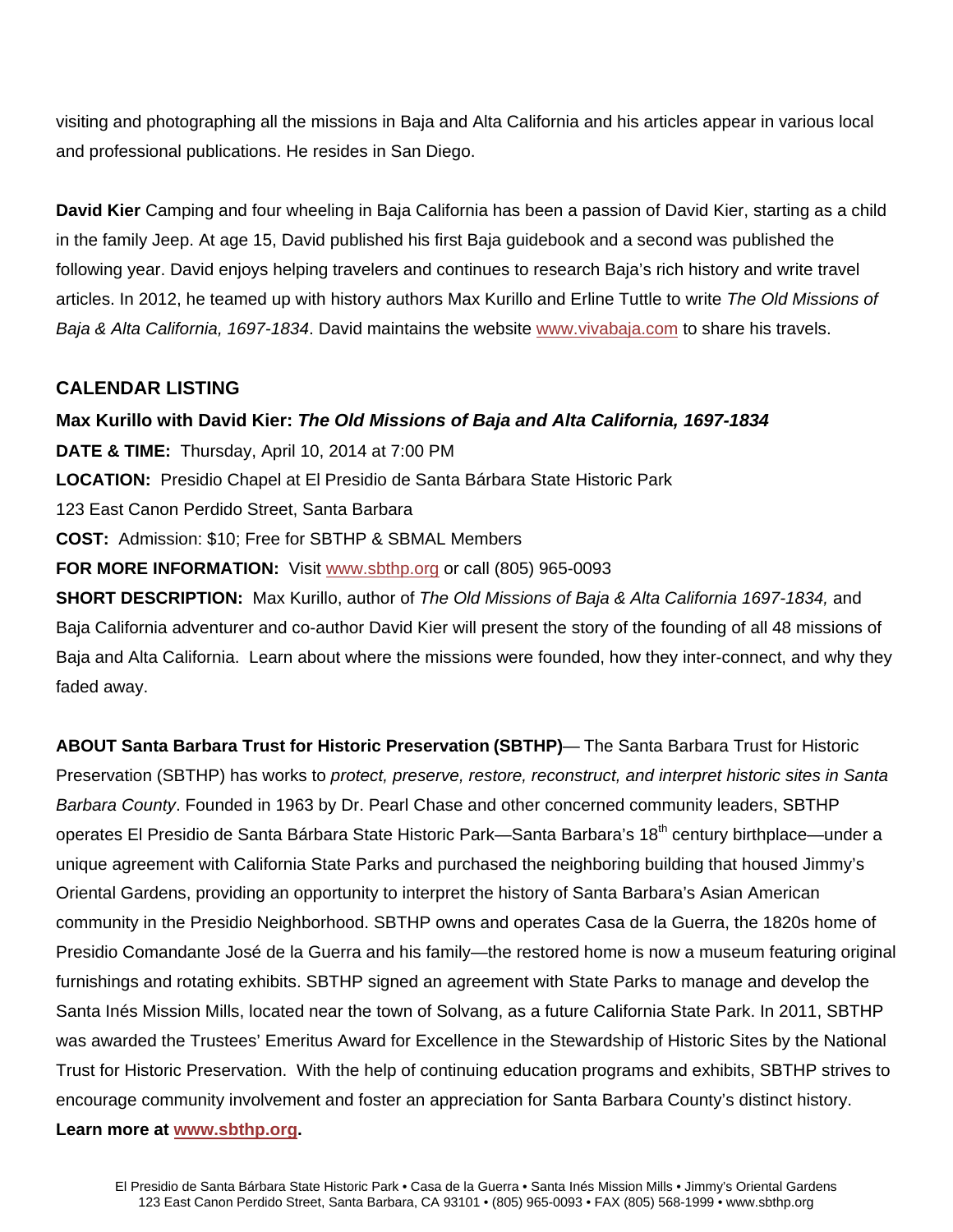visiting and photographing all the missions in Baja and Alta California and his articles appear in various local and professional publications. He resides in San Diego.

**David Kier** Camping and four wheeling in Baja California has been a passion of David Kier, starting as a child in the family Jeep. At age 15, David published his first Baja guidebook and a second was published the following year. David enjoys helping travelers and continues to research Baja's rich history and write travel articles. In 2012, he teamed up with history authors Max Kurillo and Erline Tuttle to write *The Old Missions of Baja & Alta California, 1697-1834*. David maintains the website www.vivabaja.com to share his travels.

## CALENDAR LISTING

**Max Kurillo with David Kier: *The Old Missions of Baja and Alta California, 1697-1834***

**DATE & TIME:** Thursday, April 10, 2014 at 7:00 PM

**LOCATION:** Presidio Chapel at El Presidio de Santa Bárbara State Historic Park
123 East Canon Perdido Street, Santa Barbara

**COST:** Admission: $10; Free for SBTHP & SBMAL Members

**FOR MORE INFORMATION:** Visit www.sbthp.org or call (805) 965-0093

**SHORT DESCRIPTION:** Max Kurillo, author of *The Old Missions of Baja & Alta California 1697-1834,* and Baja California adventurer and co-author David Kier will present the story of the founding of all 48 missions of Baja and Alta California. Learn about where the missions were founded, how they inter-connect, and why they faded away.

**ABOUT Santa Barbara Trust for Historic Preservation (SBTHP)**— The Santa Barbara Trust for Historic Preservation (SBTHP) has works to *protect, preserve, restore, reconstruct, and interpret historic sites in Santa Barbara County*. Founded in 1963 by Dr. Pearl Chase and other concerned community leaders, SBTHP operates El Presidio de Santa Bárbara State Historic Park—Santa Barbara's 18th century birthplace—under a unique agreement with California State Parks and purchased the neighboring building that housed Jimmy's Oriental Gardens, providing an opportunity to interpret the history of Santa Barbara's Asian American community in the Presidio Neighborhood. SBTHP owns and operates Casa de la Guerra, the 1820s home of Presidio Comandante José de la Guerra and his family—the restored home is now a museum featuring original furnishings and rotating exhibits. SBTHP signed an agreement with State Parks to manage and develop the Santa Inés Mission Mills, located near the town of Solvang, as a future California State Park. In 2011, SBTHP was awarded the Trustees' Emeritus Award for Excellence in the Stewardship of Historic Sites by the National Trust for Historic Preservation. With the help of continuing education programs and exhibits, SBTHP strives to encourage community involvement and foster an appreciation for Santa Barbara County's distinct history.
**Learn more at www.sbthp.org.**